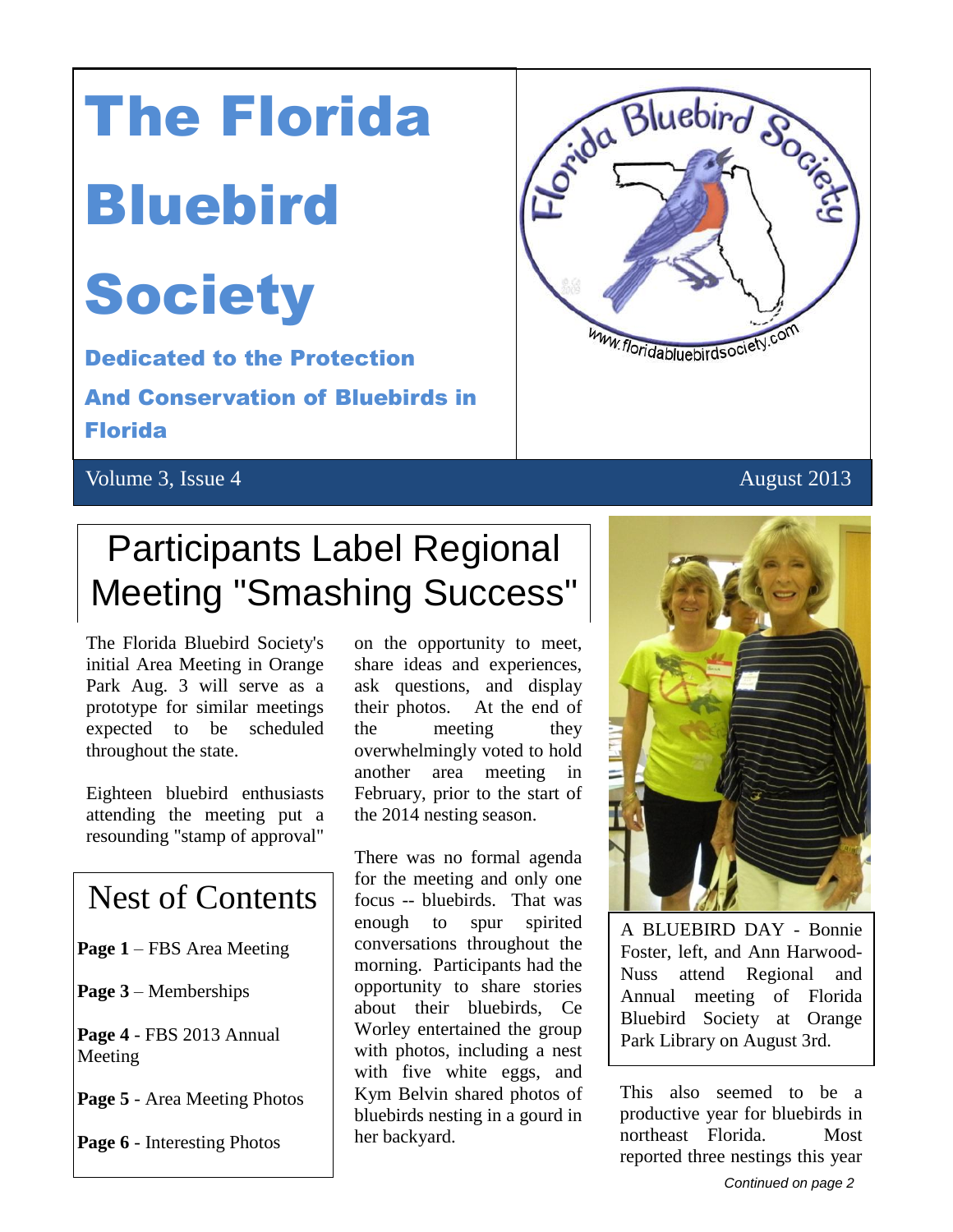# The Florida Bluebird Society

**Dedicated to the Protection And Conservation of Bluebirds in Florida**

Volume 3, Issue 4 — August 2013

## Participants Label Regional Meeting "Smashing Success"

The Florida Bluebird Society's initial Area Meeting in Orange Park Aug. 3 will serve as a prototype for similar meetings expected to be scheduled throughout the state.

Eighteen bluebird enthusiasts attending the meeting put a resounding "stamp of approval" on the opportunity to meet, share ideas and experiences, ask questions, and display their photos. At the end of the meeting they overwhelmingly voted to hold another area meeting in February, prior to the start of the 2014 nesting season.

There was no formal agenda for the meeting and only one focus -- bluebirds. That was enough to spur spirited conversations throughout the morning. Participants had the opportunity to share stories about their bluebirds, Ce Worley entertained the group with photos, including a nest with five white eggs, and Kym Belvin shared photos of bluebirds nesting in a gourd in her backyard.

This also seemed to be a productive year for bluebirds in northeast Florida. Most reported three nestings this year

*Continued on page 2*

A BLUEBIRD DAY - Bonnie Foster, left, and Ann Harwood-Nuss attend Regional and Annual meeting of Florida Bluebird Society at Orange Park Library on August 3rd.

## Nest of Contents

**Page 1** – FBS Area Meeting

**Page 3** – Memberships

**Page 4** - FBS 2013 Annual Meeting

**Page 5** - Area Meeting Photos

**Page 6** - Interesting Photos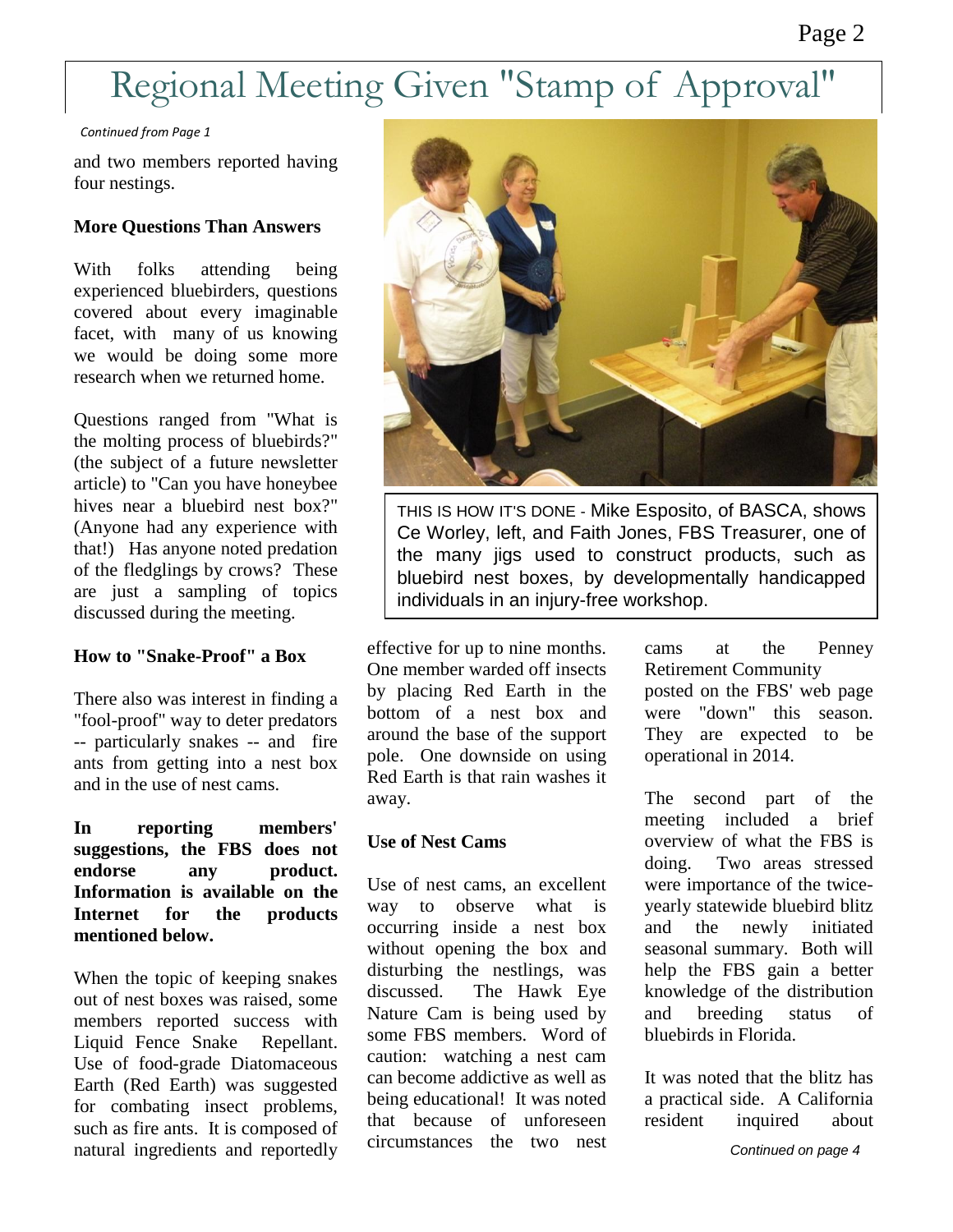# Regional Meeting Given "Stamp of Approval"

*Continued from Page 1*

and two members reported having four nestings.

**More Questions Than Answers**

With folks attending being experienced bluebirders, questions covered about every imaginable facet, with many of us knowing we would be doing some more research when we returned home.

Questions ranged from "What is the molting process of bluebirds?" (the subject of a future newsletter article) to "Can you have honeybee hives near a bluebird nest box?" (Anyone had any experience with that!) Has anyone noted predation of the fledglings by crows? These are just a sampling of topics discussed during the meeting.

**How to "Snake-Proof" a Box**

There also was interest in finding a "fool-proof" way to deter predators -- particularly snakes -- and fire ants from getting into a nest box and in the use of nest cams.

**In reporting members' suggestions, the FBS does not endorse any product. Information is available on the Internet for the products mentioned below.**

When the topic of keeping snakes out of nest boxes was raised, some members reported success with Liquid Fence Snake Repellant. Use of food-grade Diatomaceous Earth (Red Earth) was suggested for combating insect problems, such as fire ants. It is composed of natural ingredients and reportedly effective for up to nine months. One member warded off insects by placing Red Earth in the bottom of a nest box and around the base of the support pole. One downside on using Red Earth is that rain washes it away.

THIS IS HOW IT'S DONE - Mike Esposito, of BASCA, shows Ce Worley, left, and Faith Jones, FBS Treasurer, one of the many jigs used to construct products, such as bluebird nest boxes, by developmentally handicapped individuals in an injury-free workshop.

**Use of Nest Cams**

Use of nest cams, an excellent way to observe what is occurring inside a nest box without opening the box and disturbing the nestlings, was discussed. The Hawk Eye Nature Cam is being used by some FBS members. Word of caution: watching a nest cam can become addictive as well as being educational! It was noted that because of unforeseen circumstances the two nest cams at the Penney Retirement Community posted on the FBS' web page were "down" this season. They are expected to be operational in 2014.

The second part of the meeting included a brief overview of what the FBS is doing. Two areas stressed were importance of the twice-yearly statewide bluebird blitz and the newly initiated seasonal summary. Both will help the FBS gain a better knowledge of the distribution and breeding status of bluebirds in Florida.

It was noted that the blitz has a practical side. A California resident inquired about

*Continued on page 4*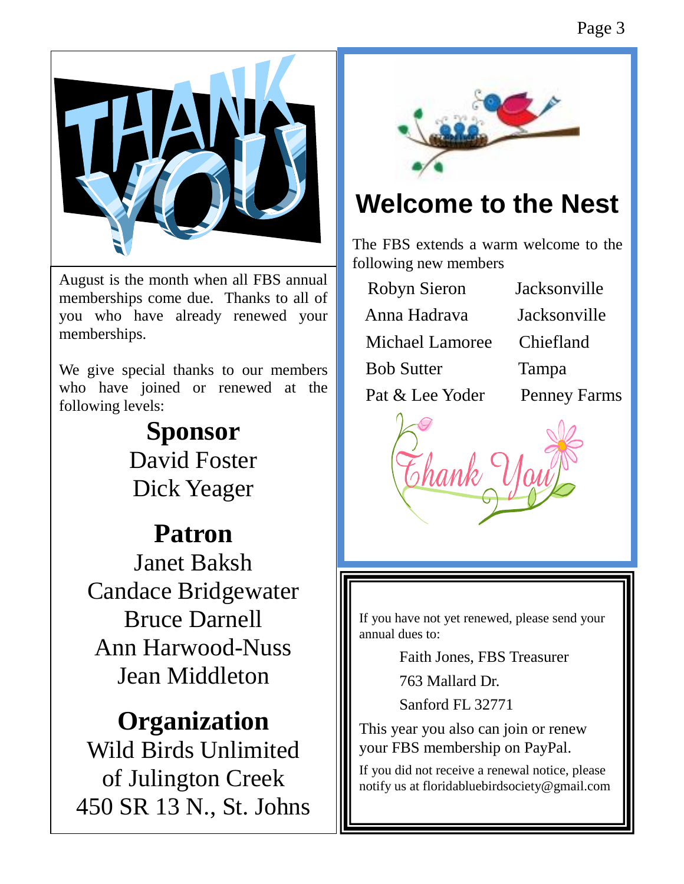August is the month when all FBS annual memberships come due. Thanks to all of you who have already renewed your memberships.

We give special thanks to our members who have joined or renewed at the following levels:

**Sponsor**

David Foster
Dick Yeager

**Patron**

Janet Baksh
Candace Bridgewater
Bruce Darnell
Ann Harwood-Nuss
Jean Middleton

**Organization**

Wild Birds Unlimited
of Julington Creek
450 SR 13 N., St. Johns

## Welcome to the Nest

The FBS extends a warm welcome to the following new members

| | |
|---|---|
| Robyn Sieron | Jacksonville |
| Anna Hadrava | Jacksonville |
| Michael Lamoree | Chiefland |
| Bob Sutter | Tampa |
| Pat & Lee Yoder | Penney Farms |

If you have not yet renewed, please send your annual dues to:

Faith Jones, FBS Treasurer
763 Mallard Dr.
Sanford FL 32771

This year you also can join or renew your FBS membership on PayPal.

If you did not receive a renewal notice, please notify us at floridabluebirdsociety@gmail.com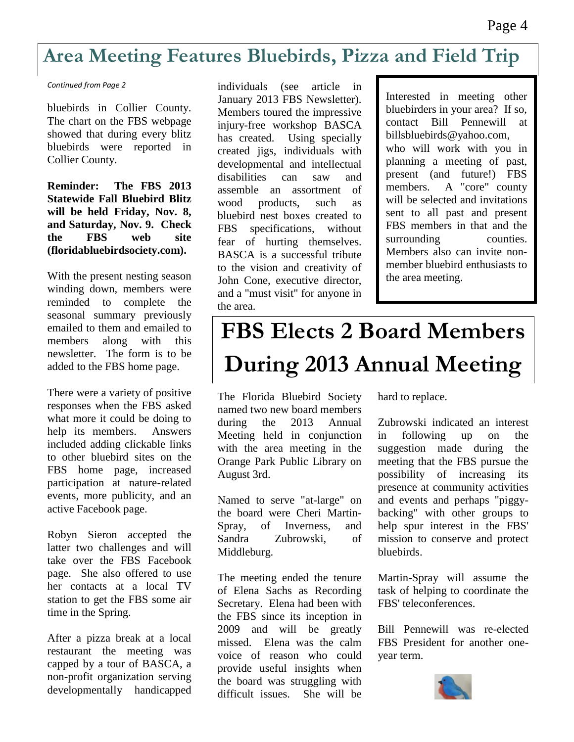# Area Meeting Features Bluebirds, Pizza and Field Trip

*Continued from Page 2*

bluebirds in Collier County. The chart on the FBS webpage showed that during every blitz bluebirds were reported in Collier County.

**Reminder: The FBS 2013 Statewide Fall Bluebird Blitz will be held Friday, Nov. 8, and Saturday, Nov. 9. Check the FBS web site (floridabluebirdsociety.com).**

With the present nesting season winding down, members were reminded to complete the seasonal summary previously emailed to them and emailed to members along with this newsletter. The form is to be added to the FBS home page.

There were a variety of positive responses when the FBS asked what more it could be doing to help its members. Answers included adding clickable links to other bluebird sites on the FBS home page, increased participation at nature-related events, more publicity, and an active Facebook page.

Robyn Sieron accepted the latter two challenges and will take over the FBS Facebook page. She also offered to use her contacts at a local TV station to get the FBS some air time in the Spring.

After a pizza break at a local restaurant the meeting was capped by a tour of BASCA, a non-profit organization serving developmentally handicapped individuals (see article in January 2013 FBS Newsletter). Members toured the impressive injury-free workshop BASCA has created. Using specially created jigs, individuals with developmental and intellectual disabilities can saw and assemble an assortment of wood products, such as bluebird nest boxes created to FBS specifications, without fear of hurting themselves. BASCA is a successful tribute to the vision and creativity of John Cone, executive director, and a "must visit" for anyone in the area.

Interested in meeting other bluebirders in your area? If so, contact Bill Pennewill at billsbluebirds@yahoo.com, who will work with you in planning a meeting of past, present (and future!) FBS members. A "core" county will be selected and invitations sent to all past and present FBS members in that and the surrounding counties. Members also can invite non-member bluebird enthusiasts to the area meeting.

# FBS Elects 2 Board Members During 2013 Annual Meeting

The Florida Bluebird Society named two new board members during the 2013 Annual Meeting held in conjunction with the area meeting in the Orange Park Public Library on August 3rd.

Named to serve "at-large" on the board were Cheri Martin-Spray, of Inverness, and Sandra Zubrowski, of Middleburg.

The meeting ended the tenure of Elena Sachs as Recording Secretary. Elena had been with the FBS since its inception in 2009 and will be greatly missed. Elena was the calm voice of reason who could provide useful insights when the board was struggling with difficult issues. She will be hard to replace.

Zubrowski indicated an interest in following up on the suggestion made during the meeting that the FBS pursue the possibility of increasing its presence at community activities and events and perhaps "piggy-backing" with other groups to help spur interest in the FBS' mission to conserve and protect bluebirds.

Martin-Spray will assume the task of helping to coordinate the FBS' teleconferences.

Bill Pennewill was re-elected FBS President for another one-year term.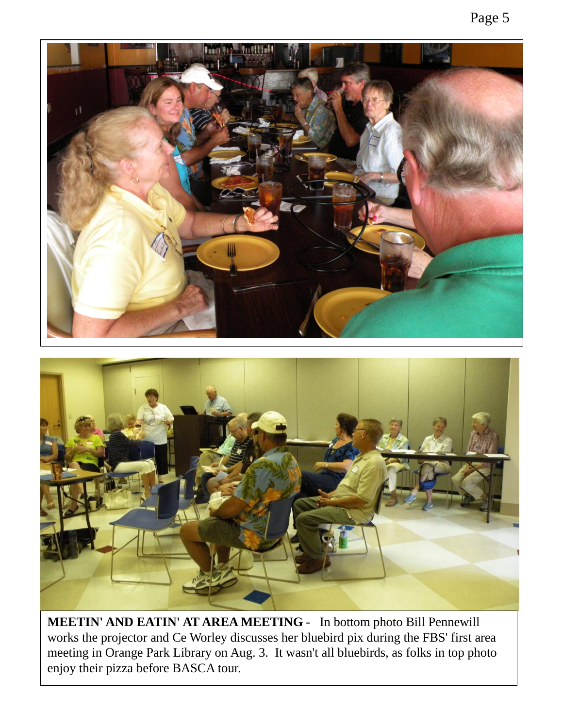**MEETIN' AND EATIN' AT AREA MEETING** - In bottom photo Bill Pennewill works the projector and Ce Worley discusses her bluebird pix during the FBS' first area meeting in Orange Park Library on Aug. 3. It wasn't all bluebirds, as folks in top photo enjoy their pizza before BASCA tour.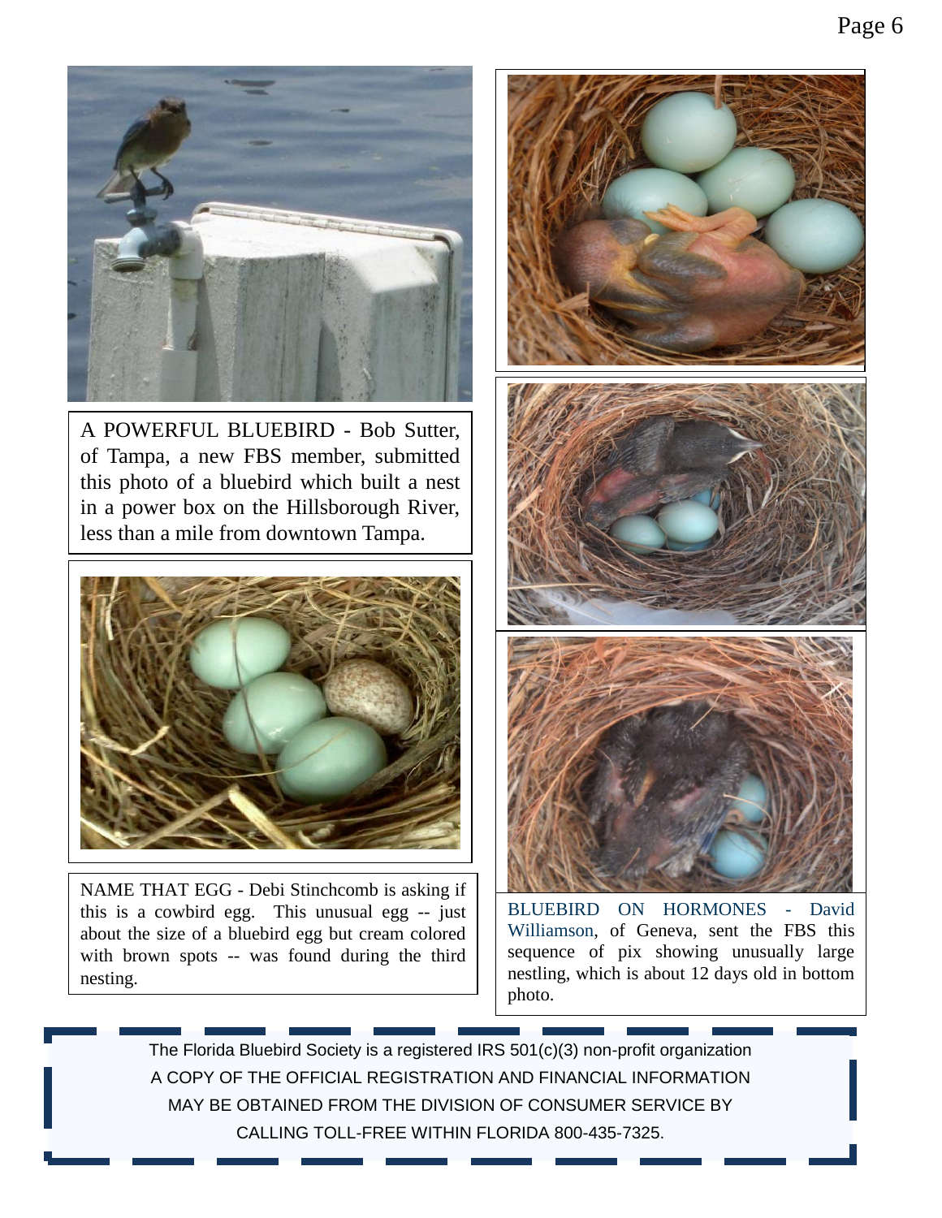A POWERFUL BLUEBIRD - Bob Sutter, of Tampa, a new FBS member, submitted this photo of a bluebird which built a nest in a power box on the Hillsborough River, less than a mile from downtown Tampa.

NAME THAT EGG - Debi Stinchcomb is asking if this is a cowbird egg. This unusual egg -- just about the size of a bluebird egg but cream colored with brown spots -- was found during the third nesting.

BLUEBIRD ON HORMONES - David Williamson, of Geneva, sent the FBS this sequence of pix showing unusually large nestling, which is about 12 days old in bottom photo.

The Florida Bluebird Society is a registered IRS 501(c)(3) non-profit organization
A COPY OF THE OFFICIAL REGISTRATION AND FINANCIAL INFORMATION
MAY BE OBTAINED FROM THE DIVISION OF CONSUMER SERVICE BY
CALLING TOLL-FREE WITHIN FLORIDA 800-435-7325.